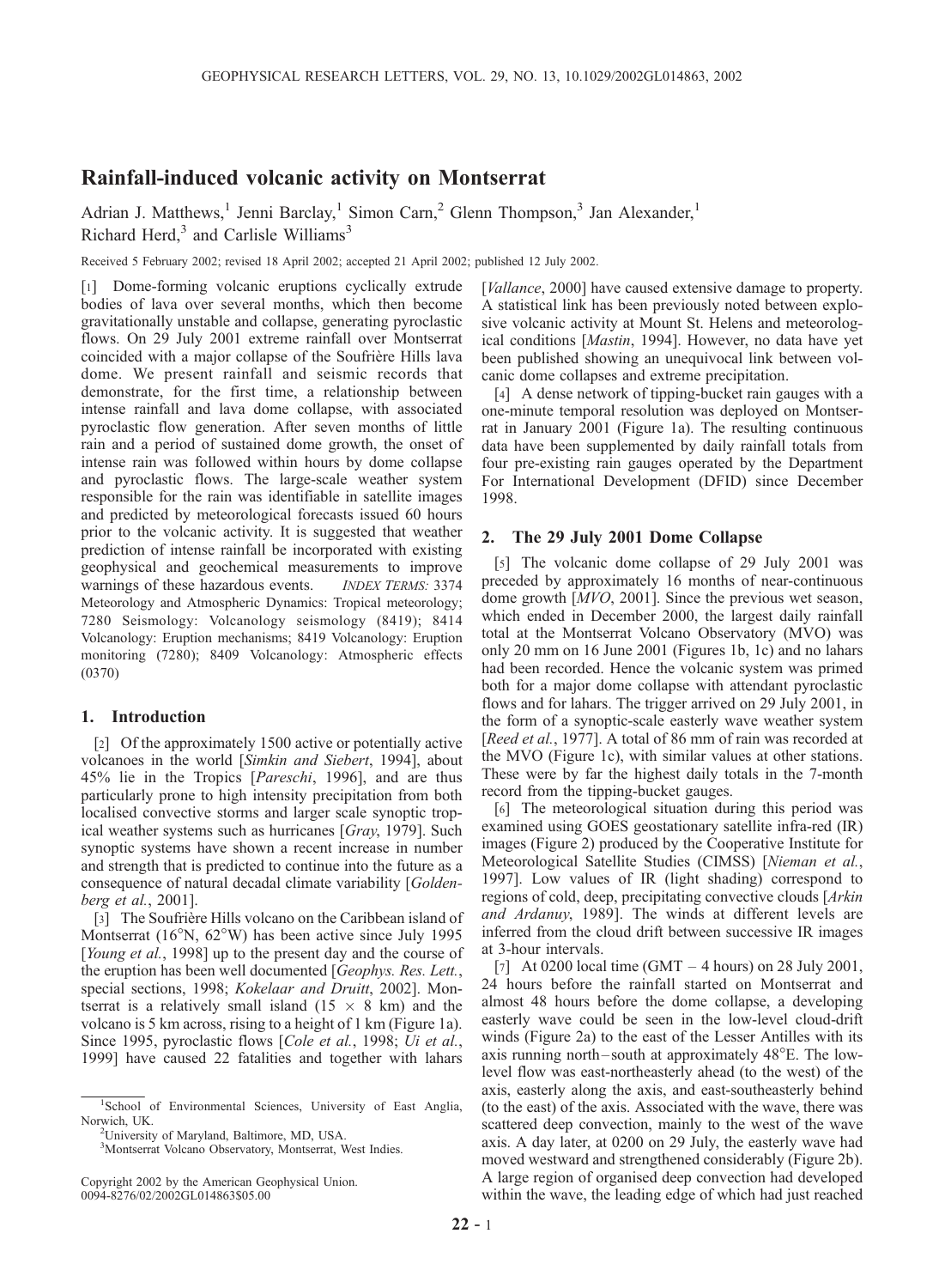# Rainfall-induced volcanic activity on Montserrat

Adrian J. Matthews,[1] Jenni Barclay,[1] Simon Carn,[2] Glenn Thompson,[3] Jan Alexander,[1] Richard Herd,[3] and Carlisle Williams[3]

Received 5 February 2002; revised 18 April 2002; accepted 21 April 2002; published 12 July 2002.

[1] Dome-forming volcanic eruptions cyclically extrude bodies of lava over several months, which then become gravitationally unstable and collapse, generating pyroclastic flows. On 29 July 2001 extreme rainfall over Montserrat coincided with a major collapse of the Soufrière Hills lava dome. We present rainfall and seismic records that demonstrate, for the first time, a relationship between intense rainfall and lava dome collapse, with associated pyroclastic flow generation. After seven months of little rain and a period of sustained dome growth, the onset of intense rain was followed within hours by dome collapse and pyroclastic flows. The large-scale weather system responsible for the rain was identifiable in satellite images and predicted by meteorological forecasts issued 60 hours prior to the volcanic activity. It is suggested that weather prediction of intense rainfall be incorporated with existing geophysical and geochemical measurements to improve warnings of these hazardous events. *INDEX TERMS:* 3374 Meteorology and Atmospheric Dynamics: Tropical meteorology; 7280 Seismology: Volcanology seismology (8419); 8414 Volcanology: Eruption mechanisms; 8419 Volcanology: Eruption monitoring (7280); 8409 Volcanology: Atmospheric effects (0370)

## 1. Introduction

[2] Of the approximately 1500 active or potentially active volcanoes in the world [*Simkin and Siebert*, 1994], about 45% lie in the Tropics [*Pareschi*, 1996], and are thus particularly prone to high intensity precipitation from both localised convective storms and larger scale synoptic tropical weather systems such as hurricanes [*Gray*, 1979]. Such synoptic systems have shown a recent increase in number and strength that is predicted to continue into the future as a consequence of natural decadal climate variability [*Goldenberg et al.*, 2001].

[3] The Soufrière Hills volcano on the Caribbean island of Montserrat (16°N, 62°W) has been active since July 1995 [*Young et al.*, 1998] up to the present day and the course of the eruption has been well documented [*Geophys. Res. Lett.*, special sections, 1998; *Kokelaar and Druitt*, 2002]. Montserrat is a relatively small island (15 × 8 km) and the volcano is 5 km across, rising to a height of 1 km (Figure 1a). Since 1995, pyroclastic flows [*Cole et al.*, 1998; *Ui et al.*, 1999] have caused 22 fatalities and together with lahars [*Vallance*, 2000] have caused extensive damage to property. A statistical link has been previously noted between explosive volcanic activity at Mount St. Helens and meteorological conditions [*Mastin*, 1994]. However, no data have yet been published showing an unequivocal link between volcanic dome collapses and extreme precipitation.

[4] A dense network of tipping-bucket rain gauges with a one-minute temporal resolution was deployed on Montserrat in January 2001 (Figure 1a). The resulting continuous data have been supplemented by daily rainfall totals from four pre-existing rain gauges operated by the Department For International Development (DFID) since December 1998.

## 2. The 29 July 2001 Dome Collapse

[5] The volcanic dome collapse of 29 July 2001 was preceded by approximately 16 months of near-continuous dome growth [*MVO*, 2001]. Since the previous wet season, which ended in December 2000, the largest daily rainfall total at the Montserrat Volcano Observatory (MVO) was only 20 mm on 16 June 2001 (Figures 1b, 1c) and no lahars had been recorded. Hence the volcanic system was primed both for a major dome collapse with attendant pyroclastic flows and for lahars. The trigger arrived on 29 July 2001, in the form of a synoptic-scale easterly wave weather system [*Reed et al.*, 1977]. A total of 86 mm of rain was recorded at the MVO (Figure 1c), with similar values at other stations. These were by far the highest daily totals in the 7-month record from the tipping-bucket gauges.

[6] The meteorological situation during this period was examined using GOES geostationary satellite infra-red (IR) images (Figure 2) produced by the Cooperative Institute for Meteorological Satellite Studies (CIMSS) [*Nieman et al.*, 1997]. Low values of IR (light shading) correspond to regions of cold, deep, precipitating convective clouds [*Arkin and Ardanuy*, 1989]. The winds at different levels are inferred from the cloud drift between successive IR images at 3-hour intervals.

[7] At 0200 local time (GMT – 4 hours) on 28 July 2001, 24 hours before the rainfall started on Montserrat and almost 48 hours before the dome collapse, a developing easterly wave could be seen in the low-level cloud-drift winds (Figure 2a) to the east of the Lesser Antilles with its axis running north–south at approximately 48°E. The low-level flow was east-northeasterly ahead (to the west) of the axis, easterly along the axis, and east-southeasterly behind (to the east) of the axis. Associated with the wave, there was scattered deep convection, mainly to the west of the wave axis. A day later, at 0200 on 29 July, the easterly wave had moved westward and strengthened considerably (Figure 2b). A large region of organised deep convection had developed within the wave, the leading edge of which had just reached

[1] School of Environmental Sciences, University of East Anglia, Norwich, UK.
[2] University of Maryland, Baltimore, MD, USA.
[3] Montserrat Volcano Observatory, Montserrat, West Indies.

Copyright 2002 by the American Geophysical Union.
0094-8276/02/2002GL014863$05.00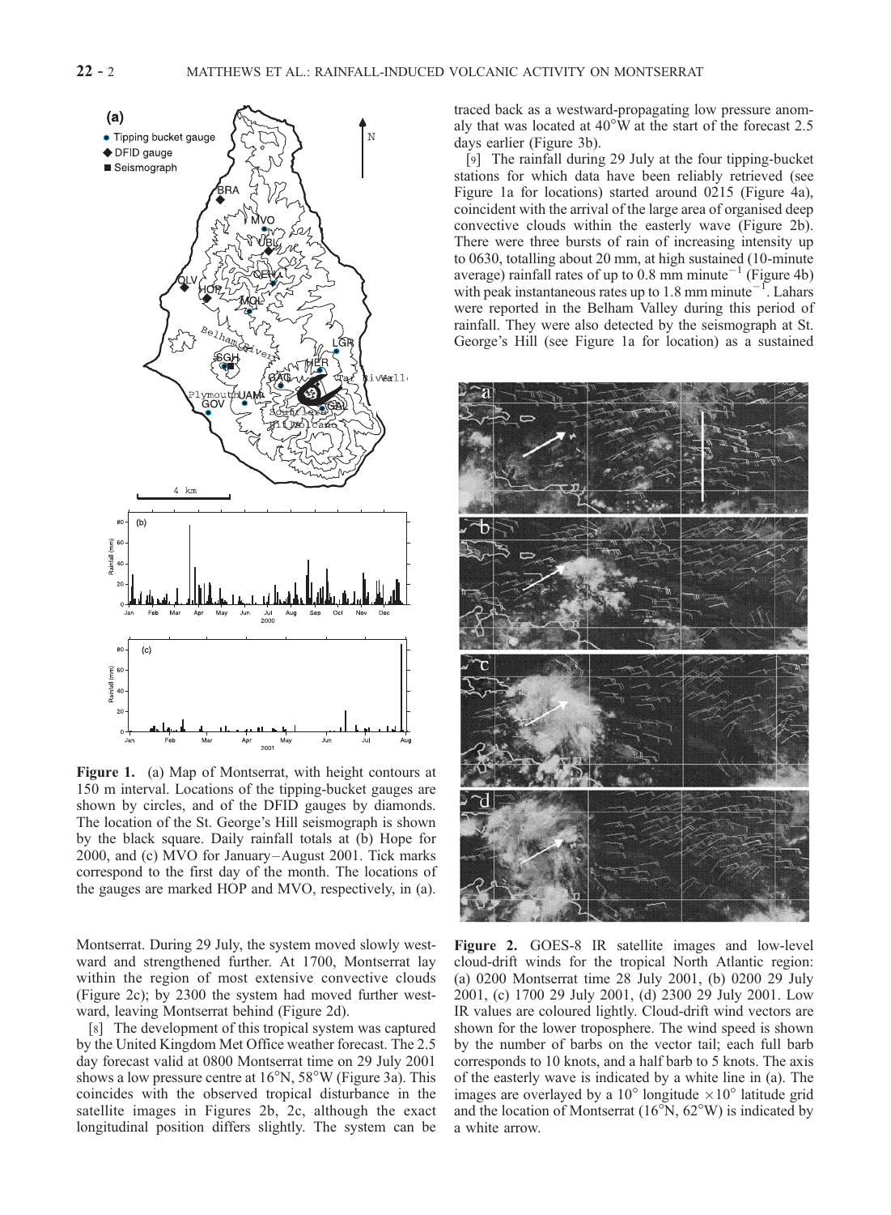**(a)**

- Tipping bucket gauge
- ◆ DFID gauge
- ■ Seismograph

N

BRA

MVO

UBL

OEV

OLV

HOP

MOL

Belham River

LGR

SGH

HER

GAG

Tar River Valley

Plymouth

UAM

GOV

Soufrière Hills Volcano

CBL

4 km

(b)

Rainfall (mm)

80 60 40 20 0

Jan Feb Mar Apr May Jun Jul Aug Sep Oct Nov Dec

2000

(c)

Rainfall (mm)

80 60 40 20 0

Jan Feb Mar Apr May Jun Jul Aug

2001

**Figure 1.** (a) Map of Montserrat, with height contours at 150 m interval. Locations of the tipping-bucket gauges are shown by circles, and of the DFID gauges by diamonds. The location of the St. George's Hill seismograph is shown by the black square. Daily rainfall totals at (b) Hope for 2000, and (c) MVO for January–August 2001. Tick marks correspond to the first day of the month. The locations of the gauges are marked HOP and MVO, respectively, in (a).

Montserrat. During 29 July, the system moved slowly westward and strengthened further. At 1700, Montserrat lay within the region of most extensive convective clouds (Figure 2c); by 2300 the system had moved further westward, leaving Montserrat behind (Figure 2d).

[8] The development of this tropical system was captured by the United Kingdom Met Office weather forecast. The 2.5 day forecast valid at 0800 Montserrat time on 29 July 2001 shows a low pressure centre at 16°N, 58°W (Figure 3a). This coincides with the observed tropical disturbance in the satellite images in Figures 2b, 2c, although the exact longitudinal position differs slightly. The system can be traced back as a westward-propagating low pressure anomaly that was located at 40°W at the start of the forecast 2.5 days earlier (Figure 3b).

[9] The rainfall during 29 July at the four tipping-bucket stations for which data have been reliably retrieved (see Figure 1a for locations) started around 0215 (Figure 4a), coincident with the arrival of the large area of organised deep convective clouds within the easterly wave (Figure 2b). There were three bursts of rain of increasing intensity up to 0630, totalling about 20 mm, at high sustained (10-minute average) rainfall rates of up to 0.8 mm minute$^{-1}$ (Figure 4b) with peak instantaneous rates up to 1.8 mm minute$^{-1}$. Lahars were reported in the Belham Valley during this period of rainfall. They were also detected by the seismograph at St. George's Hill (see Figure 1a for location) as a sustained

a

b

c

d

**Figure 2.** GOES-8 IR satellite images and low-level cloud-drift winds for the tropical North Atlantic region: (a) 0200 Montserrat time 28 July 2001, (b) 0200 29 July 2001, (c) 1700 29 July 2001, (d) 2300 29 July 2001. Low IR values are coloured lightly. Cloud-drift wind vectors are shown for the lower troposphere. The wind speed is shown by the number of barbs on the vector tail; each full barb corresponds to 10 knots, and a half barb to 5 knots. The axis of the easterly wave is indicated by a white line in (a). The images are overlayed by a 10° longitude ×10° latitude grid and the location of Montserrat (16°N, 62°W) is indicated by a white arrow.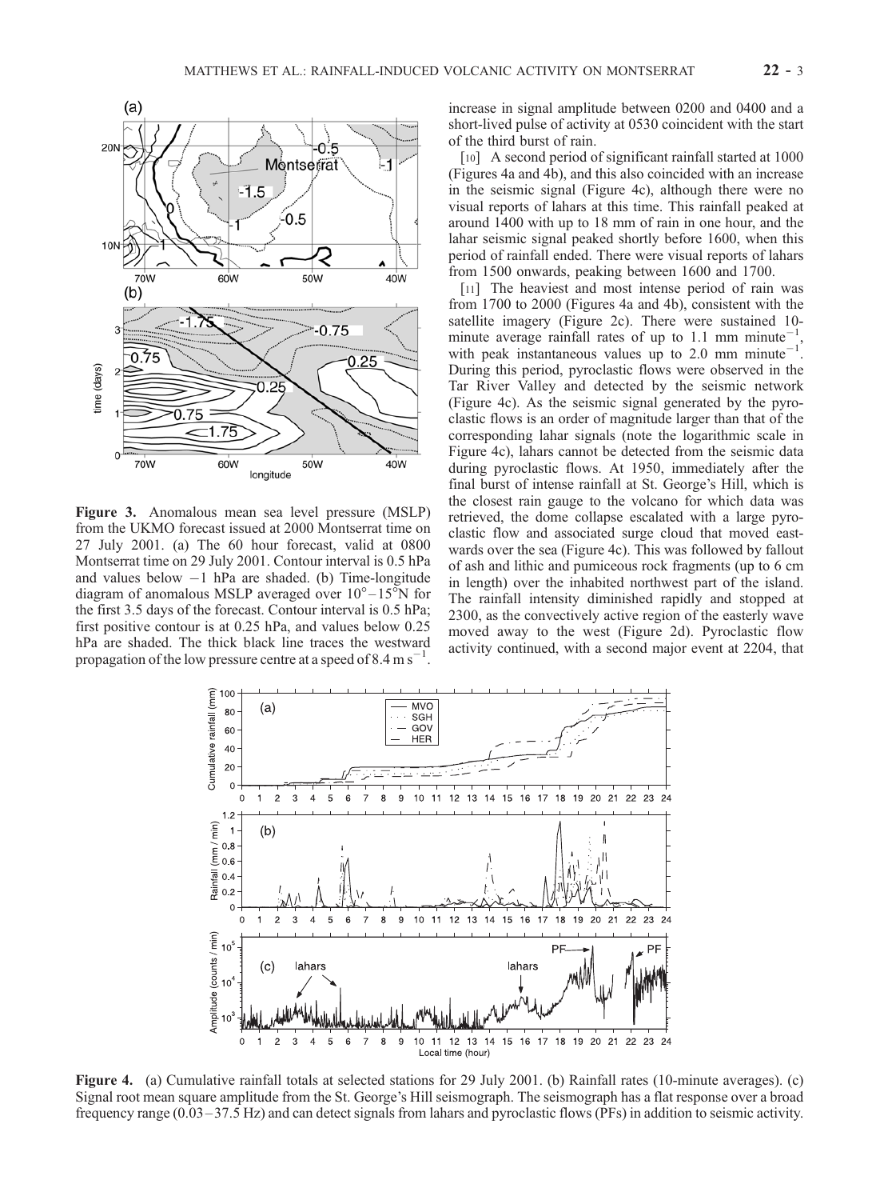(a)

20N

10N

70W 60W 50W 40W

-0.5

Montserrat

-1

-1.5

0

-1

-0.5

1

(b)

time (days)

3

2

1

0

70W 60W 50W 40W

longitude

-1.75

-0.75

0.75

0.25

0.25

0.75

1.75

**Figure 3.** Anomalous mean sea level pressure (MSLP) from the UKMO forecast issued at 2000 Montserrat time on 27 July 2001. (a) The 60 hour forecast, valid at 0800 Montserrat time on 29 July 2001. Contour interval is 0.5 hPa and values below −1 hPa are shaded. (b) Time-longitude diagram of anomalous MSLP averaged over 10°–15°N for the first 3.5 days of the forecast. Contour interval is 0.5 hPa; first positive contour is at 0.25 hPa, and values below 0.25 hPa are shaded. The thick black line traces the westward propagation of the low pressure centre at a speed of 8.4 m s$^{-1}$.

increase in signal amplitude between 0200 and 0400 and a short-lived pulse of activity at 0530 coincident with the start of the third burst of rain.

[10] A second period of significant rainfall started at 1000 (Figures 4a and 4b), and this also coincided with an increase in the seismic signal (Figure 4c), although there were no visual reports of lahars at this time. This rainfall peaked at around 1400 with up to 18 mm of rain in one hour, and the lahar seismic signal peaked shortly before 1600, when this period of rainfall ended. There were visual reports of lahars from 1500 onwards, peaking between 1600 and 1700.

[11] The heaviest and most intense period of rain was from 1700 to 2000 (Figures 4a and 4b), consistent with the satellite imagery (Figure 2c). There were sustained 10-minute average rainfall rates of up to 1.1 mm minute$^{-1}$, with peak instantaneous values up to 2.0 mm minute$^{-1}$. During this period, pyroclastic flows were observed in the Tar River Valley and detected by the seismic network (Figure 4c). As the seismic signal generated by the pyroclastic flows is an order of magnitude larger than that of the corresponding lahar signals (note the logarithmic scale in Figure 4c), lahars cannot be detected from the seismic data during pyroclastic flows. At 1950, immediately after the final burst of intense rainfall at St. George's Hill, which is the closest rain gauge to the volcano for which data was retrieved, the dome collapse escalated with a large pyroclastic flow and associated surge cloud that moved eastwards over the sea (Figure 4c). This was followed by fallout of ash and lithic and pumiceous rock fragments (up to 6 cm in length) over the inhabited northwest part of the island. The rainfall intensity diminished rapidly and stopped at 2300, as the convectively active region of the easterly wave moved away to the west (Figure 2d). Pyroclastic flow activity continued, with a second major event at 2204, that

Cumulative rainfall (mm)

(a)

MVO
SGH
GOV
HER

Rainfall (mm / min)

(b)

Amplitude (counts / min)

(c)

lahars

lahars

PF

PF

Local time (hour)

**Figure 4.** (a) Cumulative rainfall totals at selected stations for 29 July 2001. (b) Rainfall rates (10-minute averages). (c) Signal root mean square amplitude from the St. George's Hill seismograph. The seismograph has a flat response over a broad frequency range (0.03–37.5 Hz) and can detect signals from lahars and pyroclastic flows (PFs) in addition to seismic activity.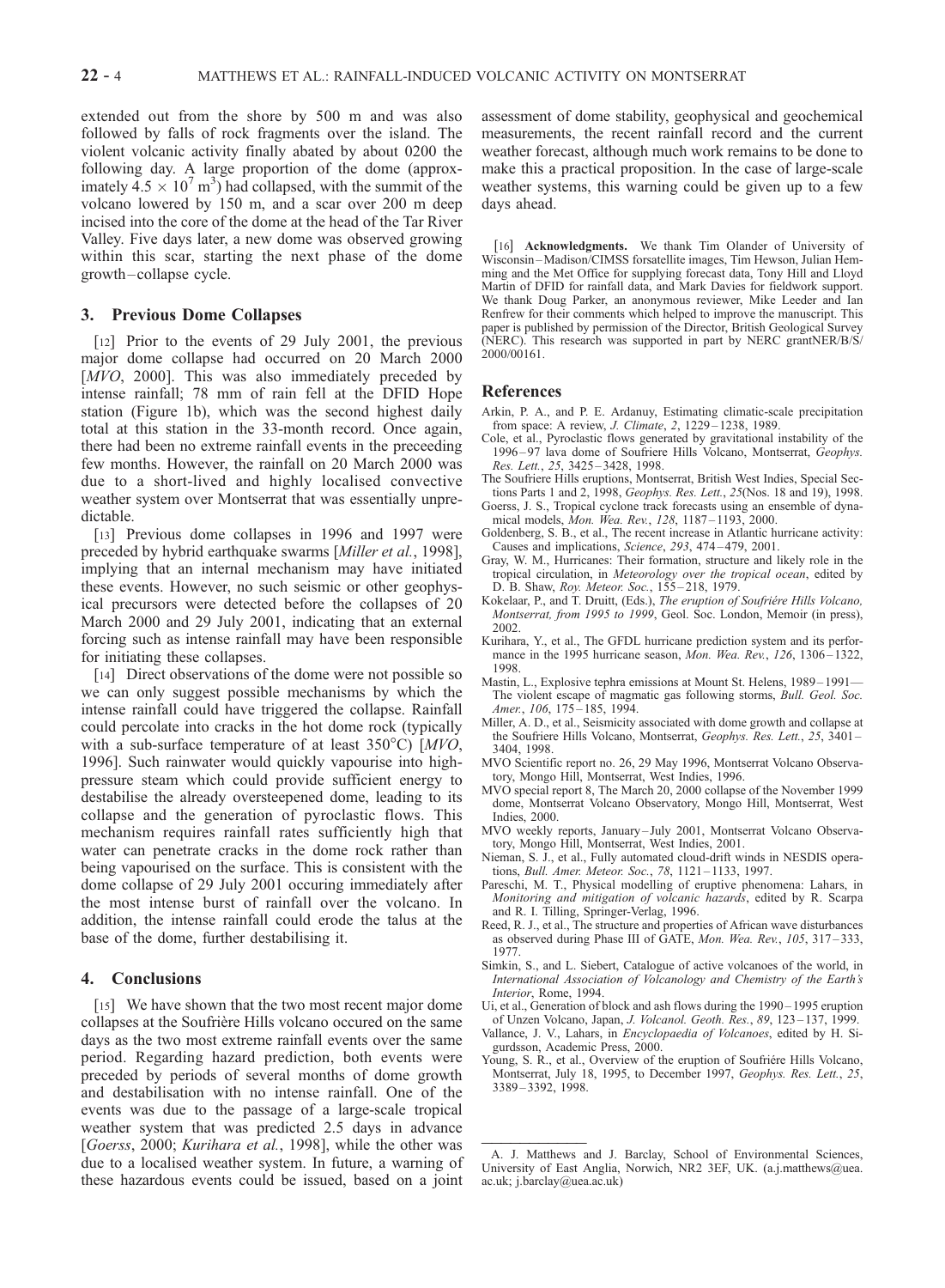extended out from the shore by 500 m and was also followed by falls of rock fragments over the island. The violent volcanic activity finally abated by about 0200 the following day. A large proportion of the dome (approximately $4.5 \times 10^7$ $m^3$) had collapsed, with the summit of the volcano lowered by 150 m, and a scar over 200 m deep incised into the core of the dome at the head of the Tar River Valley. Five days later, a new dome was observed growing within this scar, starting the next phase of the dome growth–collapse cycle.

## 3. Previous Dome Collapses

[12] Prior to the events of 29 July 2001, the previous major dome collapse had occurred on 20 March 2000 [*MVO*, 2000]. This was also immediately preceded by intense rainfall; 78 mm of rain fell at the DFID Hope station (Figure 1b), which was the second highest daily total at this station in the 33-month record. Once again, there had been no extreme rainfall events in the preceeding few months. However, the rainfall on 20 March 2000 was due to a short-lived and highly localised convective weather system over Montserrat that was essentially unpredictable.

[13] Previous dome collapses in 1996 and 1997 were preceded by hybrid earthquake swarms [*Miller et al.*, 1998], implying that an internal mechanism may have initiated these events. However, no such seismic or other geophysical precursors were detected before the collapses of 20 March 2000 and 29 July 2001, indicating that an external forcing such as intense rainfall may have been responsible for initiating these collapses.

[14] Direct observations of the dome were not possible so we can only suggest possible mechanisms by which the intense rainfall could have triggered the collapse. Rainfall could percolate into cracks in the hot dome rock (typically with a sub-surface temperature of at least 350°C) [*MVO*, 1996]. Such rainwater would quickly vapourise into high-pressure steam which could provide sufficient energy to destabilise the already oversteepened dome, leading to its collapse and the generation of pyroclastic flows. This mechanism requires rainfall rates sufficiently high that water can penetrate cracks in the dome rock rather than being vapourised on the surface. This is consistent with the dome collapse of 29 July 2001 occuring immediately after the most intense burst of rainfall over the volcano. In addition, the intense rainfall could erode the talus at the base of the dome, further destabilising it.

## 4. Conclusions

[15] We have shown that the two most recent major dome collapses at the Soufrière Hills volcano occured on the same days as the two most extreme rainfall events over the same period. Regarding hazard prediction, both events were preceded by periods of several months of dome growth and destabilisation with no intense rainfall. One of the events was due to the passage of a large-scale tropical weather system that was predicted 2.5 days in advance [*Goerss*, 2000; *Kurihara et al.*, 1998], while the other was due to a localised weather system. In future, a warning of these hazardous events could be issued, based on a joint assessment of dome stability, geophysical and geochemical measurements, the recent rainfall record and the current weather forecast, although much work remains to be done to make this a practical proposition. In the case of large-scale weather systems, this warning could be given up to a few days ahead.

[16] **Acknowledgments.** We thank Tim Olander of University of Wisconsin–Madison/CIMSS forsatellite images, Tim Hewson, Julian Hemming and the Met Office for supplying forecast data, Tony Hill and Lloyd Martin of DFID for rainfall data, and Mark Davies for fieldwork support. We thank Doug Parker, an anonymous reviewer, Mike Leeder and Ian Renfrew for their comments which helped to improve the manuscript. This paper is published by permission of the Director, British Geological Survey (NERC). This research was supported in part by NERC grantNER/B/S/2000/00161.

## References

Arkin, P. A., and P. E. Ardanuy, Estimating climatic-scale precipitation from space: A review, *J. Climate*, *2*, 1229–1238, 1989.

Cole, et al., Pyroclastic flows generated by gravitational instability of the 1996–97 lava dome of Soufriere Hills Volcano, Montserrat, *Geophys. Res. Lett.*, *25*, 3425–3428, 1998.

The Soufriere Hills eruptions, Montserrat, British West Indies, Special Sections Parts 1 and 2, 1998, *Geophys. Res. Lett.*, *25*(Nos. 18 and 19), 1998.

Goerss, J. S., Tropical cyclone track forecasts using an ensemble of dynamical models, *Mon. Wea. Rev.*, *128*, 1187–1193, 2000.

Goldenberg, S. B., et al., The recent increase in Atlantic hurricane activity: Causes and implications, *Science*, *293*, 474–479, 2001.

Gray, W. M., Hurricanes: Their formation, structure and likely role in the tropical circulation, in *Meteorology over the tropical ocean*, edited by D. B. Shaw, *Roy. Meteor. Soc.*, 155–218, 1979.

Kokelaar, P., and T. Druitt, (Eds.), *The eruption of Soufriére Hills Volcano, Montserrat, from 1995 to 1999*, Geol. Soc. London, Memoir (in press), 2002.

Kurihara, Y., et al., The GFDL hurricane prediction system and its performance in the 1995 hurricane season, *Mon. Wea. Rev.*, *126*, 1306–1322, 1998.

Mastin, L., Explosive tephra emissions at Mount St. Helens, 1989–1991—The violent escape of magmatic gas following storms, *Bull. Geol. Soc. Amer.*, *106*, 175–185, 1994.

Miller, A. D., et al., Seismicity associated with dome growth and collapse at the Soufriere Hills Volcano, Montserrat, *Geophys. Res. Lett.*, *25*, 3401–3404, 1998.

MVO Scientific report no. 26, 29 May 1996, Montserrat Volcano Observatory, Mongo Hill, Montserrat, West Indies, 1996.

MVO special report 8, The March 20, 2000 collapse of the November 1999 dome, Montserrat Volcano Observatory, Mongo Hill, Montserrat, West Indies, 2000.

MVO weekly reports, January–July 2001, Montserrat Volcano Observatory, Mongo Hill, Montserrat, West Indies, 2001.

Nieman, S. J., et al., Fully automated cloud-drift winds in NESDIS operations, *Bull. Amer. Meteor. Soc.*, *78*, 1121–1133, 1997.

Pareschi, M. T., Physical modelling of eruptive phenomena: Lahars, in *Monitoring and mitigation of volcanic hazards*, edited by R. Scarpa and R. I. Tilling, Springer-Verlag, 1996.

Reed, R. J., et al., The structure and properties of African wave disturbances as observed during Phase III of GATE, *Mon. Wea. Rev.*, *105*, 317–333, 1977.

Simkin, S., and L. Siebert, Catalogue of active volcanoes of the world, in *International Association of Volcanology and Chemistry of the Earth's Interior*, Rome, 1994.

Ui, et al., Generation of block and ash flows during the 1990–1995 eruption of Unzen Volcano, Japan, *J. Volcanol. Geoth. Res.*, *89*, 123–137, 1999.

Vallance, J. V., Lahars, in *Encyclopaedia of Volcanoes*, edited by H. Sigurdsson, Academic Press, 2000.

Young, S. R., et al., Overview of the eruption of Soufriére Hills Volcano, Montserrat, July 18, 1995, to December 1997, *Geophys. Res. Lett.*, *25*, 3389–3392, 1998.

---

A. J. Matthews and J. Barclay, School of Environmental Sciences, University of East Anglia, Norwich, NR2 3EF, UK. (a.j.matthews@uea.ac.uk; j.barclay@uea.ac.uk)